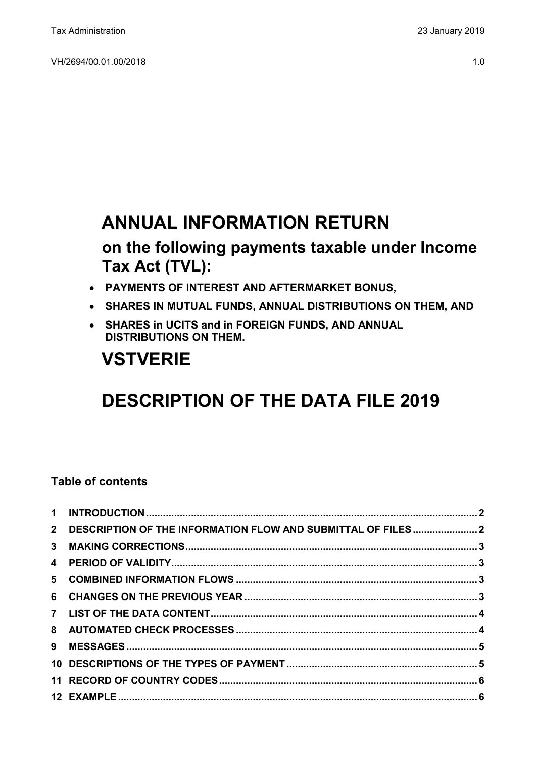Tax Administration | 23 January 2019

VH/2694/00.01.00/2018 | 1.0

# ANNUAL INFORMATION RETURN

## on the following payments taxable under Income Tax Act (TVL):

- **PAYMENTS OF INTEREST AND AFTERMARKET BONUS,**
- **SHARES IN MUTUAL FUNDS, ANNUAL DISTRIBUTIONS ON THEM, AND**
- **SHARES in UCITS and in FOREIGN FUNDS, AND ANNUAL DISTRIBUTIONS ON THEM.**

# VSTVERIE

# DESCRIPTION OF THE DATA FILE 2019

### Table of contents

| | | |
|---|---|---|
| 1 | INTRODUCTION | 2 |
| 2 | DESCRIPTION OF THE INFORMATION FLOW AND SUBMITTAL OF FILES | 2 |
| 3 | MAKING CORRECTIONS | 3 |
| 4 | PERIOD OF VALIDITY | 3 |
| 5 | COMBINED INFORMATION FLOWS | 3 |
| 6 | CHANGES ON THE PREVIOUS YEAR | 3 |
| 7 | LIST OF THE DATA CONTENT | 4 |
| 8 | AUTOMATED CHECK PROCESSES | 4 |
| 9 | MESSAGES | 5 |
| 10 | DESCRIPTIONS OF THE TYPES OF PAYMENT | 5 |
| 11 | RECORD OF COUNTRY CODES | 6 |
| 12 | EXAMPLE | 6 |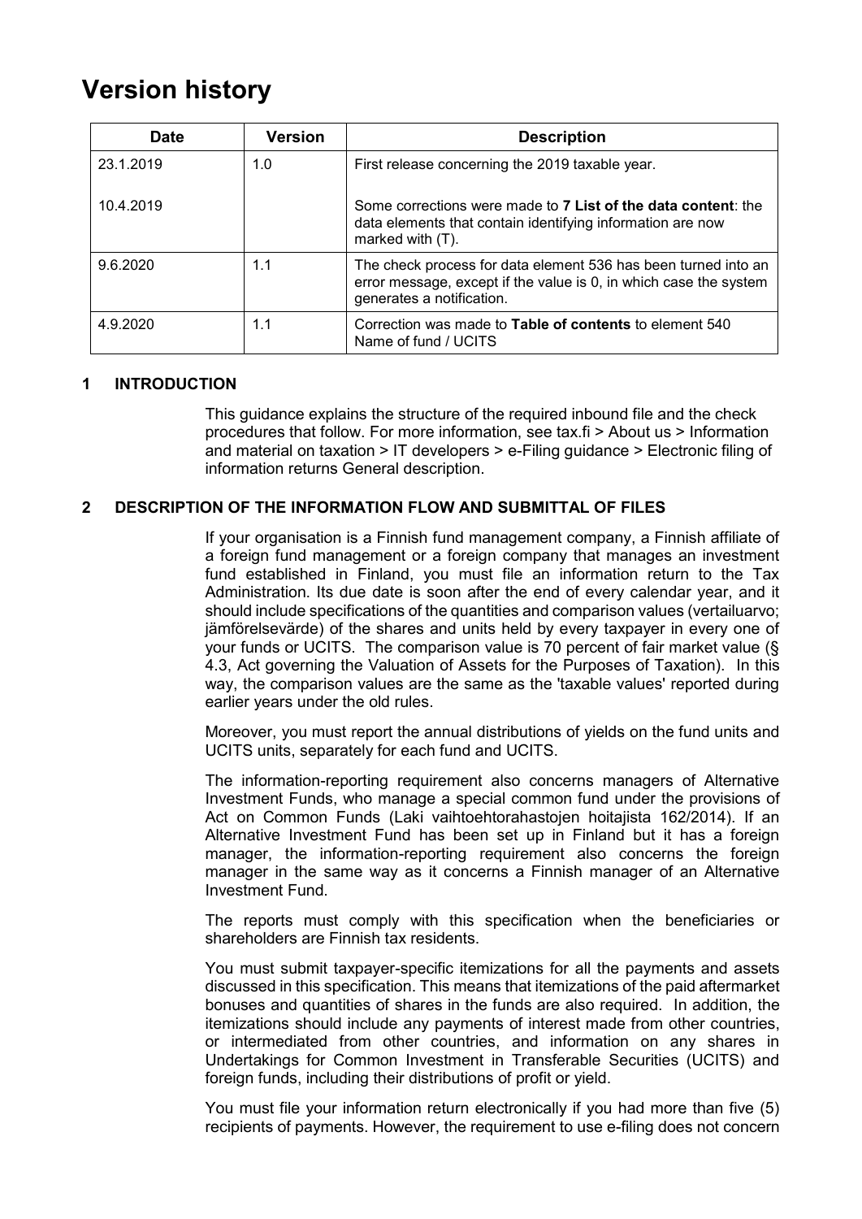# Version history

| Date | Version | Description |
|---|---|---|
| 23.1.2019 | 1.0 | First release concerning the 2019 taxable year. |
| 10.4.2019 | | Some corrections were made to **7 List of the data content**: the data elements that contain identifying information are now marked with (T). |
| 9.6.2020 | 1.1 | The check process for data element 536 has been turned into an error message, except if the value is 0, in which case the system generates a notification. |
| 4.9.2020 | 1.1 | Correction was made to **Table of contents** to element 540 Name of fund / UCITS |

## 1 INTRODUCTION

This guidance explains the structure of the required inbound file and the check procedures that follow. For more information, see tax.fi > About us > Information and material on taxation > IT developers > e-Filing guidance > Electronic filing of information returns General description.

## 2 DESCRIPTION OF THE INFORMATION FLOW AND SUBMITTAL OF FILES

If your organisation is a Finnish fund management company, a Finnish affiliate of a foreign fund management or a foreign company that manages an investment fund established in Finland, you must file an information return to the Tax Administration. Its due date is soon after the end of every calendar year, and it should include specifications of the quantities and comparison values (vertailuarvo; jämförelsevärde) of the shares and units held by every taxpayer in every one of your funds or UCITS. The comparison value is 70 percent of fair market value (§ 4.3, Act governing the Valuation of Assets for the Purposes of Taxation). In this way, the comparison values are the same as the 'taxable values' reported during earlier years under the old rules.

Moreover, you must report the annual distributions of yields on the fund units and UCITS units, separately for each fund and UCITS.

The information-reporting requirement also concerns managers of Alternative Investment Funds, who manage a special common fund under the provisions of Act on Common Funds (Laki vaihtoehtorahastojen hoitajista 162/2014). If an Alternative Investment Fund has been set up in Finland but it has a foreign manager, the information-reporting requirement also concerns the foreign manager in the same way as it concerns a Finnish manager of an Alternative Investment Fund.

The reports must comply with this specification when the beneficiaries or shareholders are Finnish tax residents.

You must submit taxpayer-specific itemizations for all the payments and assets discussed in this specification. This means that itemizations of the paid aftermarket bonuses and quantities of shares in the funds are also required. In addition, the itemizations should include any payments of interest made from other countries, or intermediated from other countries, and information on any shares in Undertakings for Common Investment in Transferable Securities (UCITS) and foreign funds, including their distributions of profit or yield.

You must file your information return electronically if you had more than five (5) recipients of payments. However, the requirement to use e-filing does not concern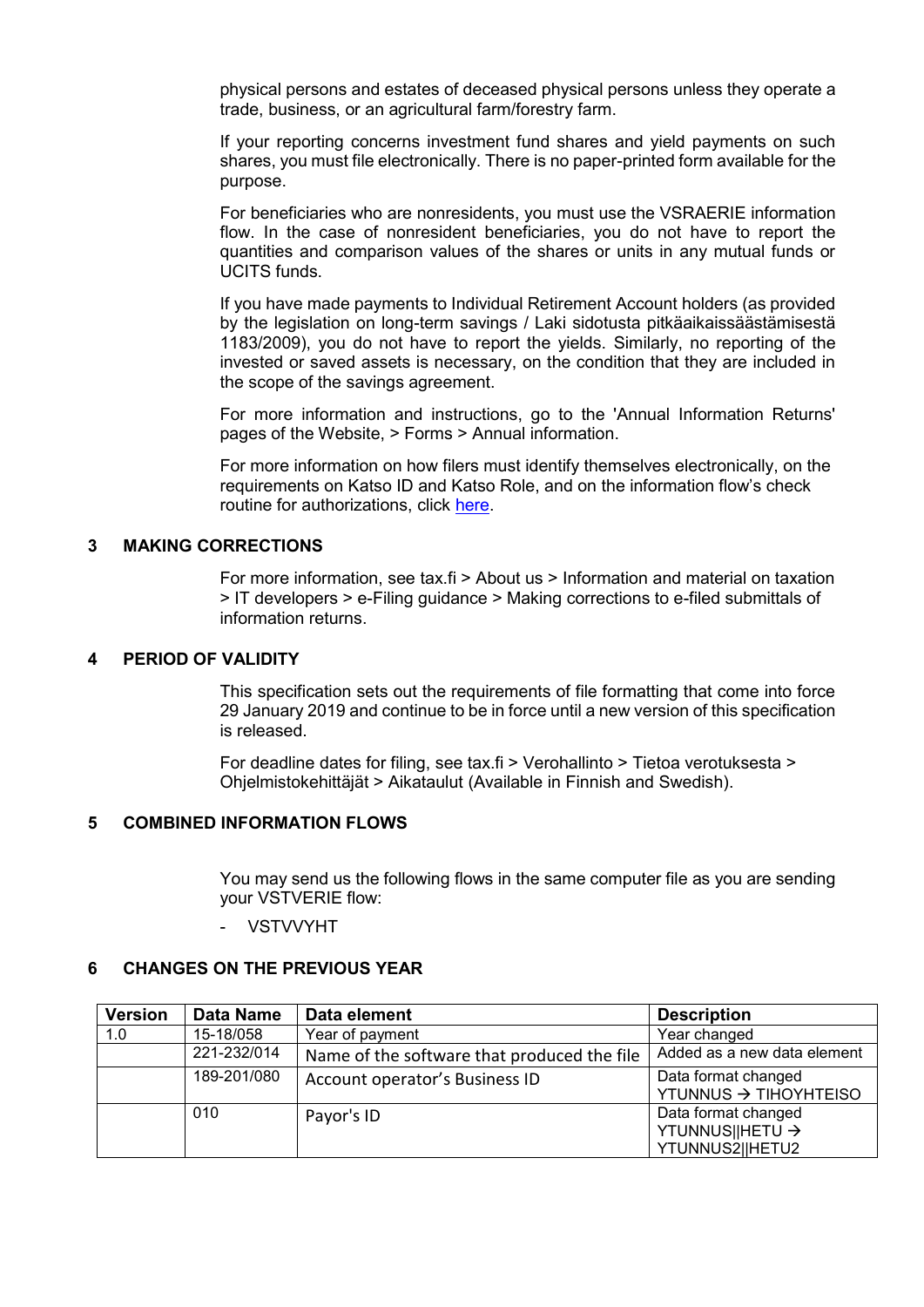physical persons and estates of deceased physical persons unless they operate a trade, business, or an agricultural farm/forestry farm.

If your reporting concerns investment fund shares and yield payments on such shares, you must file electronically. There is no paper-printed form available for the purpose.

For beneficiaries who are nonresidents, you must use the VSRAERIE information flow. In the case of nonresident beneficiaries, you do not have to report the quantities and comparison values of the shares or units in any mutual funds or UCITS funds.

If you have made payments to Individual Retirement Account holders (as provided by the legislation on long-term savings / Laki sidotusta pitkäaikaissäästämisestä 1183/2009), you do not have to report the yields. Similarly, no reporting of the invested or saved assets is necessary, on the condition that they are included in the scope of the savings agreement.

For more information and instructions, go to the 'Annual Information Returns' pages of the Website, > Forms > Annual information.

For more information on how filers must identify themselves electronically, on the requirements on Katso ID and Katso Role, and on the information flow's check routine for authorizations, click here.

## 3 MAKING CORRECTIONS

For more information, see tax.fi > About us > Information and material on taxation > IT developers > e-Filing guidance > Making corrections to e-filed submittals of information returns.

## 4 PERIOD OF VALIDITY

This specification sets out the requirements of file formatting that come into force 29 January 2019 and continue to be in force until a new version of this specification is released.

For deadline dates for filing, see tax.fi > Verohallinto > Tietoa verotuksesta > Ohjelmistokehittäjät > Aikataulut (Available in Finnish and Swedish).

## 5 COMBINED INFORMATION FLOWS

You may send us the following flows in the same computer file as you are sending your VSTVERIE flow:

- VSTVVYHT

## 6 CHANGES ON THE PREVIOUS YEAR

| Version | Data Name | Data element | Description |
|---|---|---|---|
| 1.0 | 15-18/058 | Year of payment | Year changed |
| | 221-232/014 | Name of the software that produced the file | Added as a new data element |
| | 189-201/080 | Account operator's Business ID | Data format changed YTUNNUS → TIHOYHTEISO |
| | 010 | Payor's ID | Data format changed YTUNNUS\|\|HETU → YTUNNUS2\|\|HETU2 |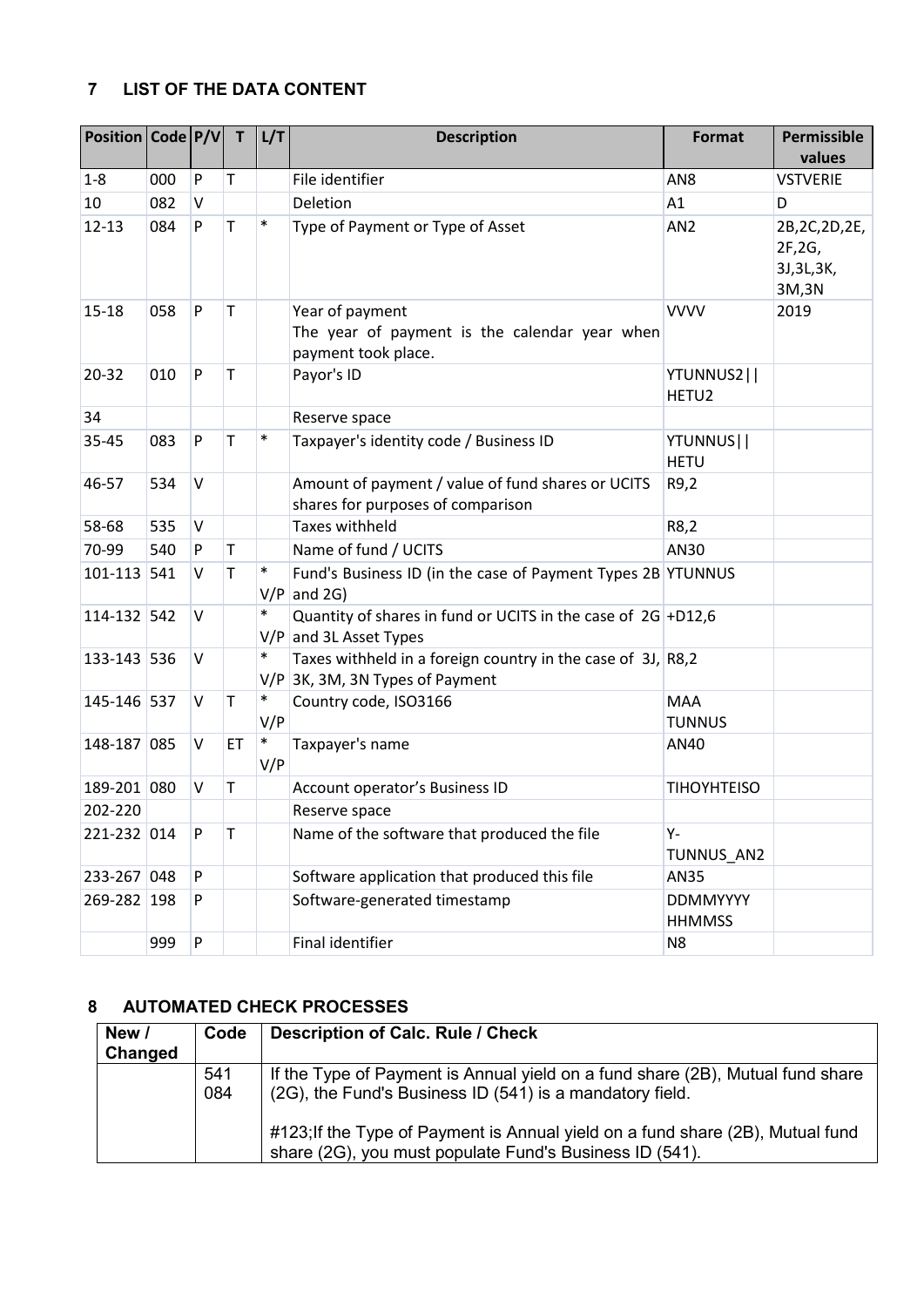## 7 LIST OF THE DATA CONTENT

| Position | Code | P/V | T | L/T | Description | Format | Permissible values |
|---|---|---|---|---|---|---|---|
| 1-8 | 000 | P | T | | File identifier | AN8 | VSTVERIE |
| 10 | 082 | V | | | Deletion | A1 | D |
| 12-13 | 084 | P | T | * | Type of Payment or Type of Asset | AN2 | 2B,2C,2D,2E, 2F,2G, 3J,3L,3K, 3M,3N |
| 15-18 | 058 | P | T | | Year of payment<br>The year of payment is the calendar year when payment took place. | VVVV | 2019 |
| 20-32 | 010 | P | T | | Payor's ID | YTUNNUS2\|\| HETU2 | |
| 34 | | | | | Reserve space | | |
| 35-45 | 083 | P | T | * | Taxpayer's identity code / Business ID | YTUNNUS\|\| HETU | |
| 46-57 | 534 | V | | | Amount of payment / value of fund shares or UCITS shares for purposes of comparison | R9,2 | |
| 58-68 | 535 | V | | | Taxes withheld | R8,2 | |
| 70-99 | 540 | P | T | | Name of fund / UCITS | AN30 | |
| 101-113 | 541 | V | T | * V/P | Fund's Business ID (in the case of Payment Types 2B and 2G) | YTUNNUS | |
| 114-132 | 542 | V | | * V/P | Quantity of shares in fund or UCITS in the case of 2G and 3L Asset Types | +D12,6 | |
| 133-143 | 536 | V | | * V/P | Taxes withheld in a foreign country in the case of 3J, 3K, 3M, 3N Types of Payment | R8,2 | |
| 145-146 | 537 | V | T | * V/P | Country code, ISO3166 | MAA TUNNUS | |
| 148-187 | 085 | V | ET | * V/P | Taxpayer's name | AN40 | |
| 189-201 | 080 | V | T | | Account operator's Business ID | TIHOYHTEISO | |
| 202-220 | | | | | Reserve space | | |
| 221-232 | 014 | P | T | | Name of the software that produced the file | Y-TUNNUS_AN2 | |
| 233-267 | 048 | P | | | Software application that produced this file | AN35 | |
| 269-282 | 198 | P | | | Software-generated timestamp | DDMMYYYY HHMMSS | |
| | 999 | P | | | Final identifier | N8 | |

## 8 AUTOMATED CHECK PROCESSES

| New / Changed | Code | Description of Calc. Rule / Check |
|---|---|---|
| | 541<br>084 | If the Type of Payment is Annual yield on a fund share (2B), Mutual fund share (2G), the Fund's Business ID (541) is a mandatory field.<br><br>#123;If the Type of Payment is Annual yield on a fund share (2B), Mutual fund share (2G), you must populate Fund's Business ID (541). |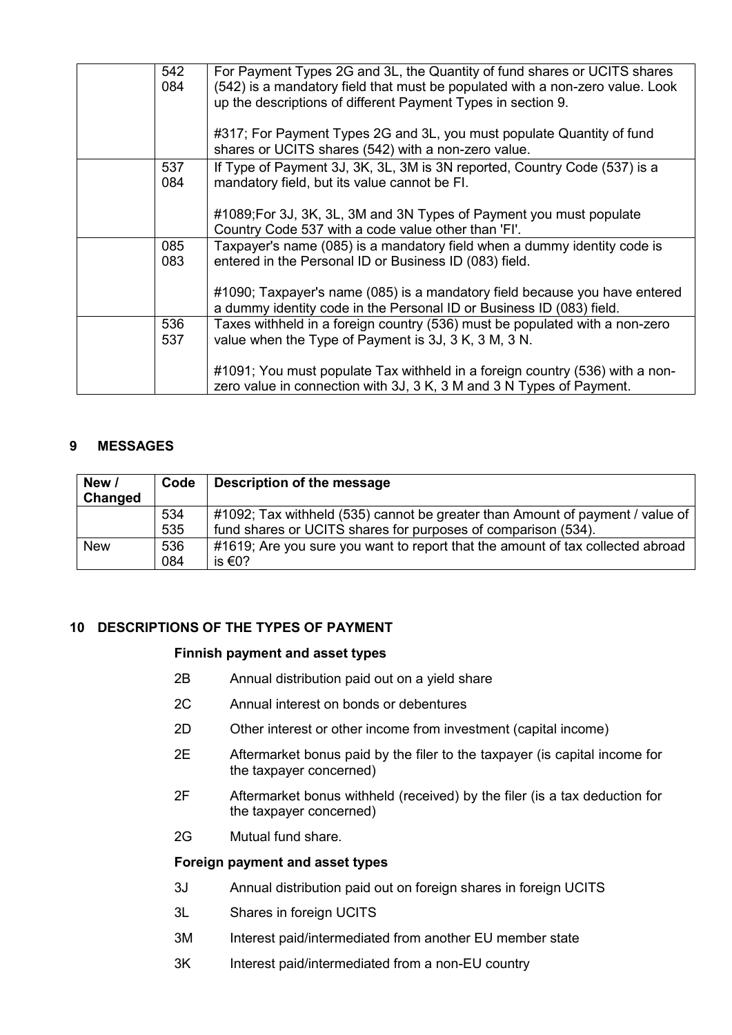| | | |
|---|---|---|
| | 542<br>084 | For Payment Types 2G and 3L, the Quantity of fund shares or UCITS shares (542) is a mandatory field that must be populated with a non-zero value. Look up the descriptions of different Payment Types in section 9.<br><br>#317; For Payment Types 2G and 3L, you must populate Quantity of fund shares or UCITS shares (542) with a non-zero value. |
| | 537<br>084 | If Type of Payment 3J, 3K, 3L, 3M is 3N reported, Country Code (537) is a mandatory field, but its value cannot be FI.<br><br>#1089;For 3J, 3K, 3L, 3M and 3N Types of Payment you must populate Country Code 537 with a code value other than 'FI'. |
| | 085<br>083 | Taxpayer's name (085) is a mandatory field when a dummy identity code is entered in the Personal ID or Business ID (083) field.<br><br>#1090; Taxpayer's name (085) is a mandatory field because you have entered a dummy identity code in the Personal ID or Business ID (083) field. |
| | 536<br>537 | Taxes withheld in a foreign country (536) must be populated with a non-zero value when the Type of Payment is 3J, 3 K, 3 M, 3 N.<br><br>#1091; You must populate Tax withheld in a foreign country (536) with a non-zero value in connection with 3J, 3 K, 3 M and 3 N Types of Payment. |

## 9 MESSAGES

| New / Changed | Code | Description of the message |
|---|---|---|
| | 534<br>535 | #1092; Tax withheld (535) cannot be greater than Amount of payment / value of fund shares or UCITS shares for purposes of comparison (534). |
| New | 536<br>084 | #1619; Are you sure you want to report that the amount of tax collected abroad is €0? |

## 10 DESCRIPTIONS OF THE TYPES OF PAYMENT

**Finnish payment and asset types**

- 2B Annual distribution paid out on a yield share
- 2C Annual interest on bonds or debentures
- 2D Other interest or other income from investment (capital income)
- 2E Aftermarket bonus paid by the filer to the taxpayer (is capital income for the taxpayer concerned)
- 2F Aftermarket bonus withheld (received) by the filer (is a tax deduction for the taxpayer concerned)
- 2G Mutual fund share.

**Foreign payment and asset types**

- 3J Annual distribution paid out on foreign shares in foreign UCITS
- 3L Shares in foreign UCITS
- 3M Interest paid/intermediated from another EU member state
- 3K Interest paid/intermediated from a non-EU country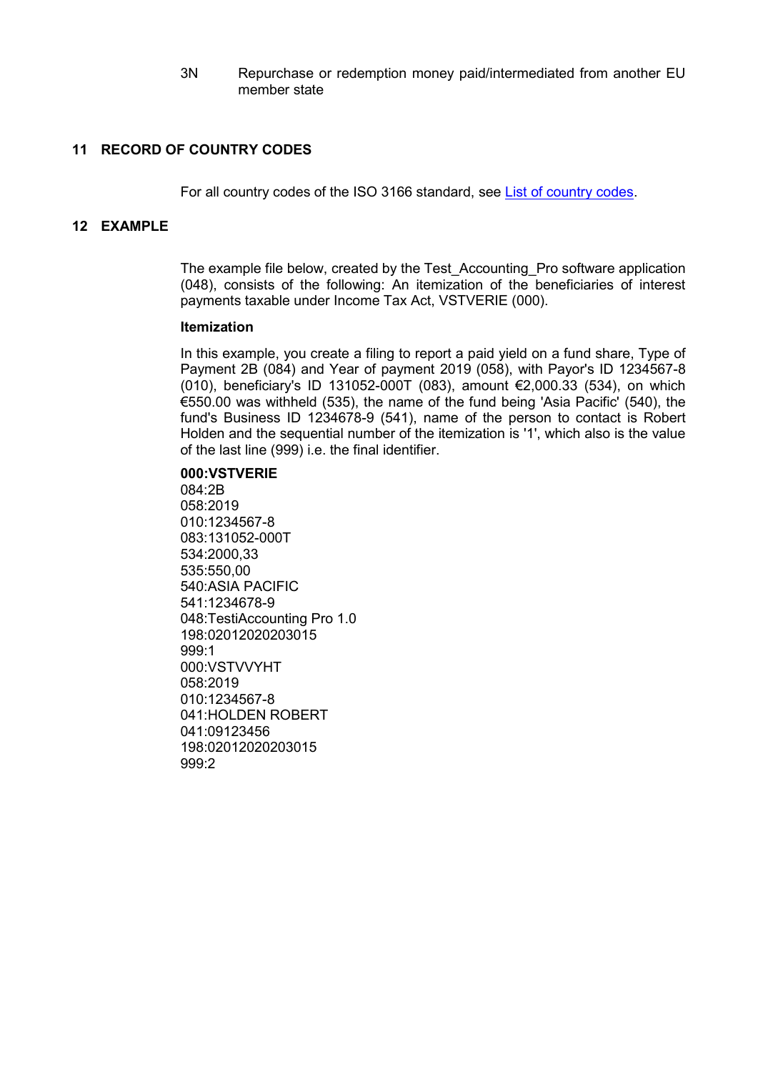3N Repurchase or redemption money paid/intermediated from another EU member state

## 11 RECORD OF COUNTRY CODES

For all country codes of the ISO 3166 standard, see List of country codes.

## 12 EXAMPLE

The example file below, created by the Test_Accounting_Pro software application (048), consists of the following: An itemization of the beneficiaries of interest payments taxable under Income Tax Act, VSTVERIE (000).

**Itemization**

In this example, you create a filing to report a paid yield on a fund share, Type of Payment 2B (084) and Year of payment 2019 (058), with Payor's ID 1234567-8 (010), beneficiary's ID 131052-000T (083), amount €2,000.33 (534), on which €550.00 was withheld (535), the name of the fund being 'Asia Pacific' (540), the fund's Business ID 1234678-9 (541), name of the person to contact is Robert Holden and the sequential number of the itemization is '1', which also is the value of the last line (999) i.e. the final identifier.

**000:VSTVERIE**
084:2B
058:2019
010:1234567-8
083:131052-000T
534:2000,33
535:550,00
540:ASIA PACIFIC
541:1234678-9
048:TestiAccounting Pro 1.0
198:02012020203015
999:1
000:VSTVVYHT
058:2019
010:1234567-8
041:HOLDEN ROBERT
041:09123456
198:02012020203015
999:2